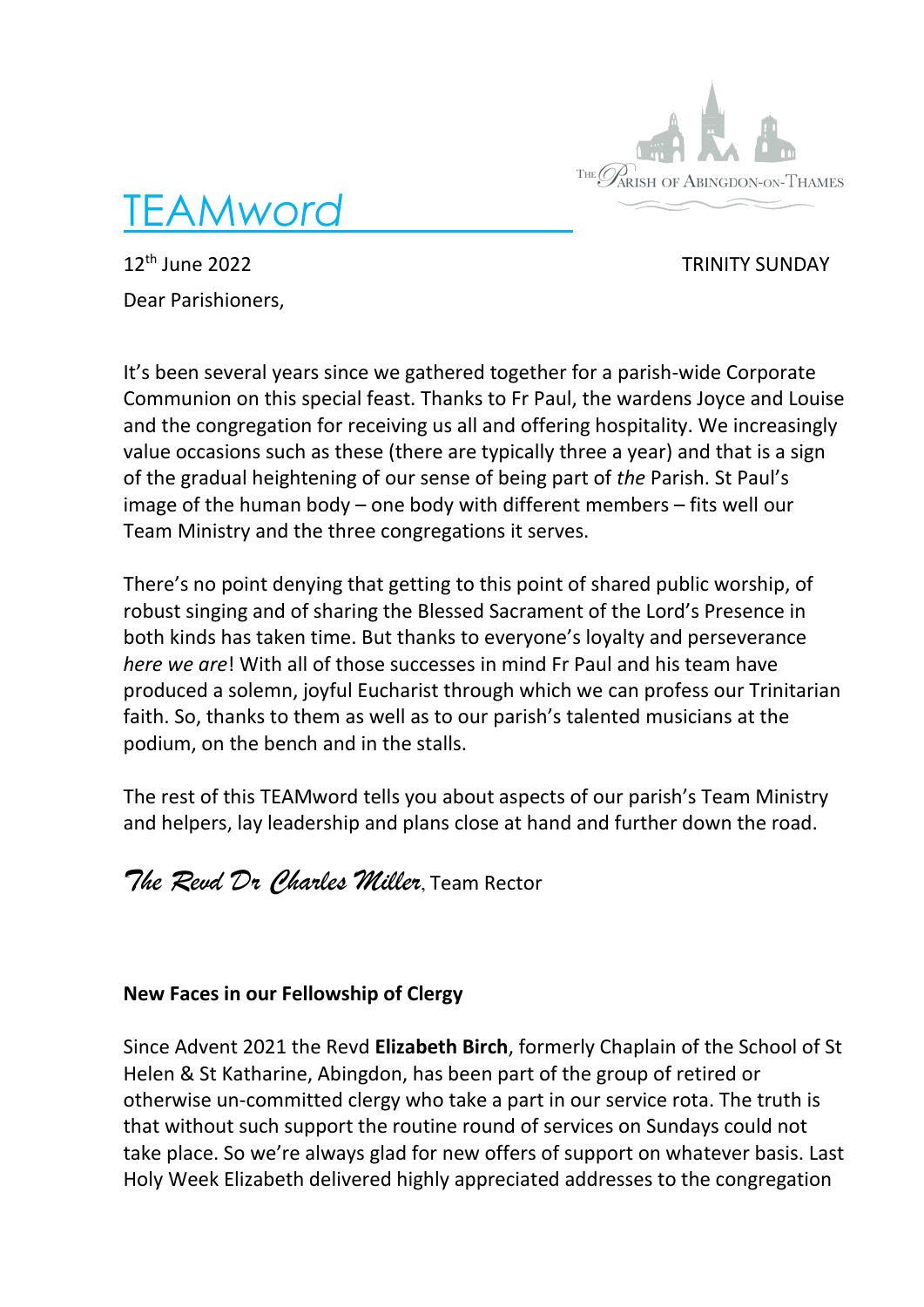# TEAMword

The Parish of Abingdon-on-Thames

12th June 2022 TRINITY SUNDAY

Dear Parishioners,

It's been several years since we gathered together for a parish-wide Corporate Communion on this special feast. Thanks to Fr Paul, the wardens Joyce and Louise and the congregation for receiving us all and offering hospitality. We increasingly value occasions such as these (there are typically three a year) and that is a sign of the gradual heightening of our sense of being part of *the* Parish. St Paul's image of the human body – one body with different members – fits well our Team Ministry and the three congregations it serves.

There's no point denying that getting to this point of shared public worship, of robust singing and of sharing the Blessed Sacrament of the Lord's Presence in both kinds has taken time. But thanks to everyone's loyalty and perseverance *here we are*! With all of those successes in mind Fr Paul and his team have produced a solemn, joyful Eucharist through which we can profess our Trinitarian faith. So, thanks to them as well as to our parish's talented musicians at the podium, on the bench and in the stalls.

The rest of this TEAMword tells you about aspects of our parish's Team Ministry and helpers, lay leadership and plans close at hand and further down the road.

*The Revd Dr Charles Miller*, Team Rector

**New Faces in our Fellowship of Clergy**

Since Advent 2021 the Revd **Elizabeth Birch**, formerly Chaplain of the School of St Helen & St Katharine, Abingdon, has been part of the group of retired or otherwise un-committed clergy who take a part in our service rota. The truth is that without such support the routine round of services on Sundays could not take place. So we're always glad for new offers of support on whatever basis. Last Holy Week Elizabeth delivered highly appreciated addresses to the congregation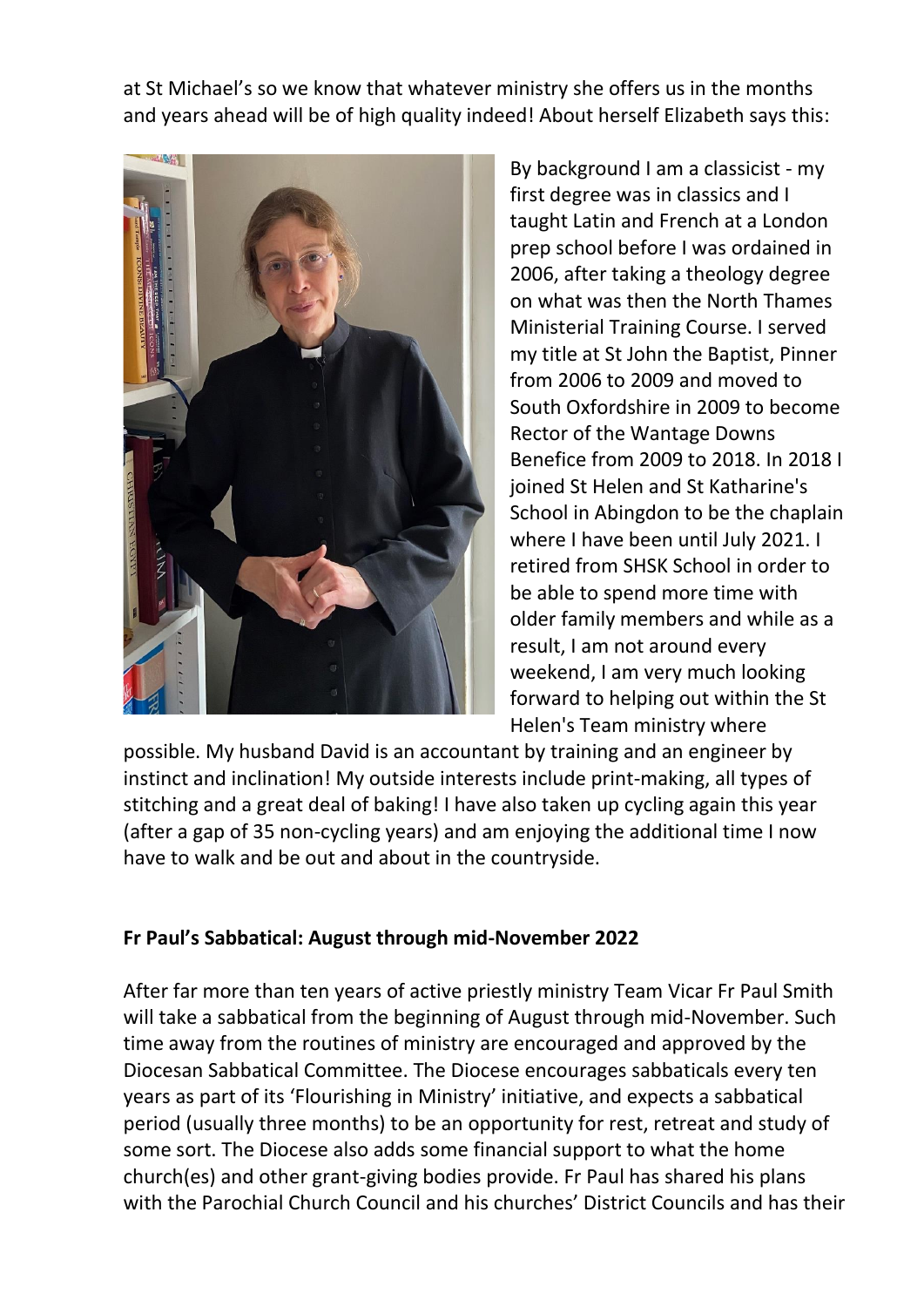at St Michael's so we know that whatever ministry she offers us in the months and years ahead will be of high quality indeed! About herself Elizabeth says this:

By background I am a classicist - my first degree was in classics and I taught Latin and French at a London prep school before I was ordained in 2006, after taking a theology degree on what was then the North Thames Ministerial Training Course. I served my title at St John the Baptist, Pinner from 2006 to 2009 and moved to South Oxfordshire in 2009 to become Rector of the Wantage Downs Benefice from 2009 to 2018. In 2018 I joined St Helen and St Katharine's School in Abingdon to be the chaplain where I have been until July 2021. I retired from SHSK School in order to be able to spend more time with older family members and while as a result, I am not around every weekend, I am very much looking forward to helping out within the St Helen's Team ministry where possible. My husband David is an accountant by training and an engineer by instinct and inclination! My outside interests include print-making, all types of stitching and a great deal of baking! I have also taken up cycling again this year (after a gap of 35 non-cycling years) and am enjoying the additional time I now have to walk and be out and about in the countryside.

**Fr Paul's Sabbatical: August through mid-November 2022**

After far more than ten years of active priestly ministry Team Vicar Fr Paul Smith will take a sabbatical from the beginning of August through mid-November. Such time away from the routines of ministry are encouraged and approved by the Diocesan Sabbatical Committee. The Diocese encourages sabbaticals every ten years as part of its 'Flourishing in Ministry' initiative, and expects a sabbatical period (usually three months) to be an opportunity for rest, retreat and study of some sort. The Diocese also adds some financial support to what the home church(es) and other grant-giving bodies provide. Fr Paul has shared his plans with the Parochial Church Council and his churches' District Councils and has their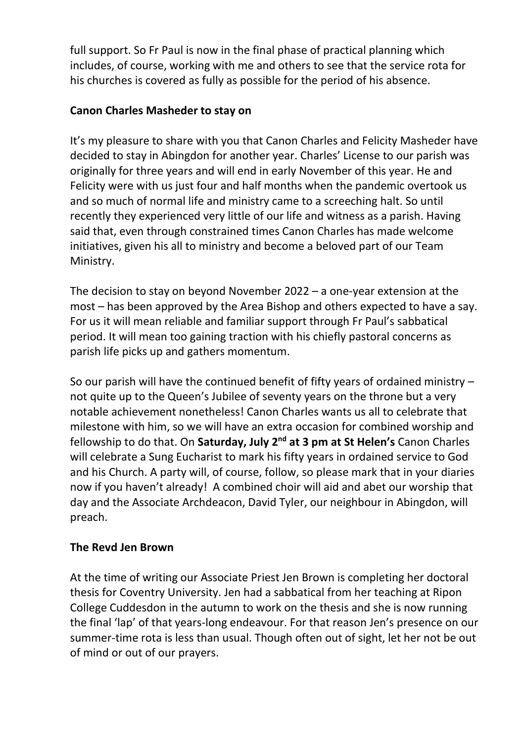full support. So Fr Paul is now in the final phase of practical planning which includes, of course, working with me and others to see that the service rota for his churches is covered as fully as possible for the period of his absence.

**Canon Charles Masheder to stay on**

It's my pleasure to share with you that Canon Charles and Felicity Masheder have decided to stay in Abingdon for another year. Charles' License to our parish was originally for three years and will end in early November of this year. He and Felicity were with us just four and half months when the pandemic overtook us and so much of normal life and ministry came to a screeching halt. So until recently they experienced very little of our life and witness as a parish. Having said that, even through constrained times Canon Charles has made welcome initiatives, given his all to ministry and become a beloved part of our Team Ministry.

The decision to stay on beyond November 2022 – a one-year extension at the most – has been approved by the Area Bishop and others expected to have a say. For us it will mean reliable and familiar support through Fr Paul's sabbatical period. It will mean too gaining traction with his chiefly pastoral concerns as parish life picks up and gathers momentum.

So our parish will have the continued benefit of fifty years of ordained ministry – not quite up to the Queen's Jubilee of seventy years on the throne but a very notable achievement nonetheless! Canon Charles wants us all to celebrate that milestone with him, so we will have an extra occasion for combined worship and fellowship to do that. On **Saturday, July 2nd at 3 pm at St Helen's** Canon Charles will celebrate a Sung Eucharist to mark his fifty years in ordained service to God and his Church. A party will, of course, follow, so please mark that in your diaries now if you haven't already! A combined choir will aid and abet our worship that day and the Associate Archdeacon, David Tyler, our neighbour in Abingdon, will preach.

**The Revd Jen Brown**

At the time of writing our Associate Priest Jen Brown is completing her doctoral thesis for Coventry University. Jen had a sabbatical from her teaching at Ripon College Cuddesdon in the autumn to work on the thesis and she is now running the final 'lap' of that years-long endeavour. For that reason Jen's presence on our summer-time rota is less than usual. Though often out of sight, let her not be out of mind or out of our prayers.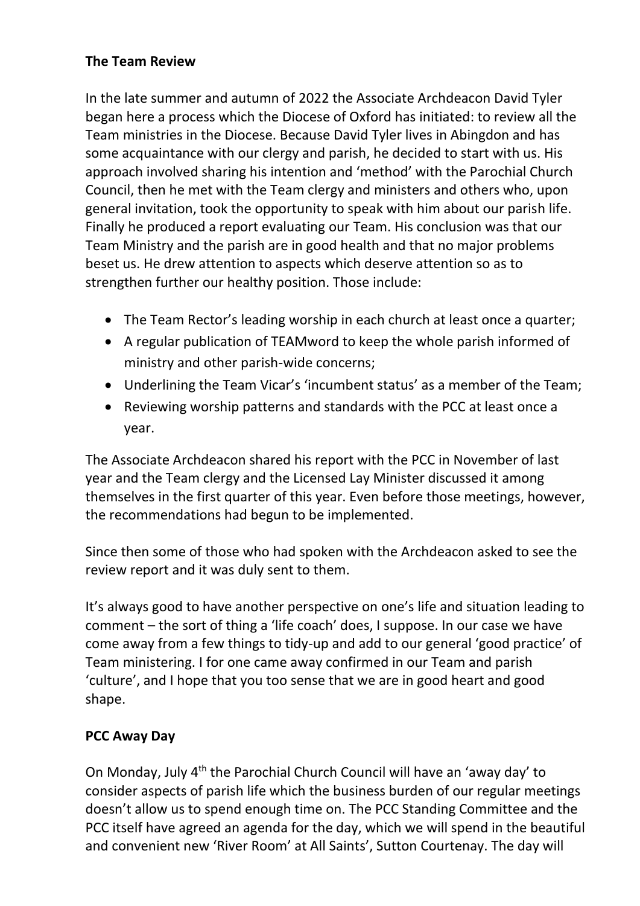**The Team Review**

In the late summer and autumn of 2022 the Associate Archdeacon David Tyler began here a process which the Diocese of Oxford has initiated: to review all the Team ministries in the Diocese. Because David Tyler lives in Abingdon and has some acquaintance with our clergy and parish, he decided to start with us. His approach involved sharing his intention and 'method' with the Parochial Church Council, then he met with the Team clergy and ministers and others who, upon general invitation, took the opportunity to speak with him about our parish life. Finally he produced a report evaluating our Team. His conclusion was that our Team Ministry and the parish are in good health and that no major problems beset us. He drew attention to aspects which deserve attention so as to strengthen further our healthy position. Those include:

- The Team Rector's leading worship in each church at least once a quarter;
- A regular publication of TEAMword to keep the whole parish informed of ministry and other parish-wide concerns;
- Underlining the Team Vicar's 'incumbent status' as a member of the Team;
- Reviewing worship patterns and standards with the PCC at least once a year.

The Associate Archdeacon shared his report with the PCC in November of last year and the Team clergy and the Licensed Lay Minister discussed it among themselves in the first quarter of this year. Even before those meetings, however, the recommendations had begun to be implemented.

Since then some of those who had spoken with the Archdeacon asked to see the review report and it was duly sent to them.

It's always good to have another perspective on one's life and situation leading to comment – the sort of thing a 'life coach' does, I suppose. In our case we have come away from a few things to tidy-up and add to our general 'good practice' of Team ministering. I for one came away confirmed in our Team and parish 'culture', and I hope that you too sense that we are in good heart and good shape.

**PCC Away Day**

On Monday, July 4th the Parochial Church Council will have an 'away day' to consider aspects of parish life which the business burden of our regular meetings doesn't allow us to spend enough time on. The PCC Standing Committee and the PCC itself have agreed an agenda for the day, which we will spend in the beautiful and convenient new 'River Room' at All Saints', Sutton Courtenay. The day will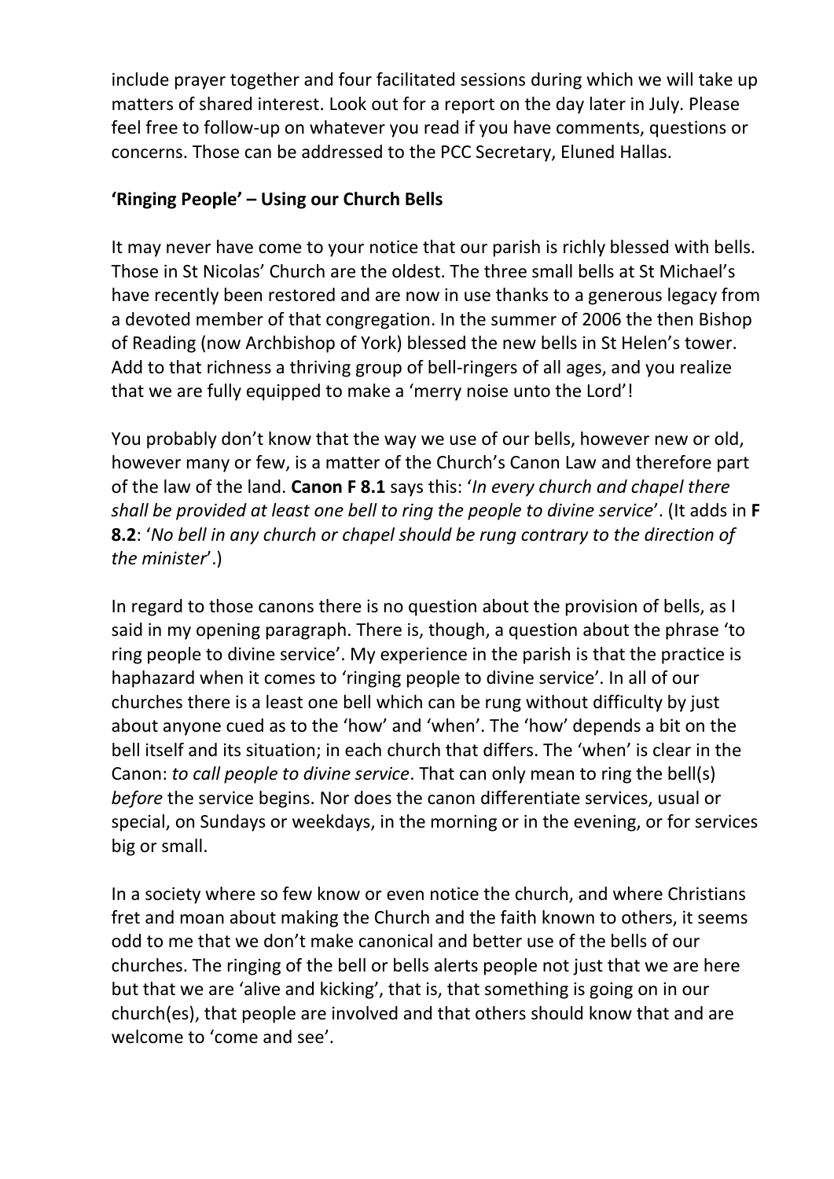include prayer together and four facilitated sessions during which we will take up matters of shared interest. Look out for a report on the day later in July. Please feel free to follow-up on whatever you read if you have comments, questions or concerns. Those can be addressed to the PCC Secretary, Eluned Hallas.

**'Ringing People' – Using our Church Bells**

It may never have come to your notice that our parish is richly blessed with bells. Those in St Nicolas' Church are the oldest. The three small bells at St Michael's have recently been restored and are now in use thanks to a generous legacy from a devoted member of that congregation. In the summer of 2006 the then Bishop of Reading (now Archbishop of York) blessed the new bells in St Helen's tower. Add to that richness a thriving group of bell-ringers of all ages, and you realize that we are fully equipped to make a 'merry noise unto the Lord'!

You probably don't know that the way we use of our bells, however new or old, however many or few, is a matter of the Church's Canon Law and therefore part of the law of the land. **Canon F 8.1** says this: '*In every church and chapel there shall be provided at least one bell to ring the people to divine service*'. (It adds in **F 8.2**: '*No bell in any church or chapel should be rung contrary to the direction of the minister*'.)

In regard to those canons there is no question about the provision of bells, as I said in my opening paragraph. There is, though, a question about the phrase 'to ring people to divine service'. My experience in the parish is that the practice is haphazard when it comes to 'ringing people to divine service'. In all of our churches there is a least one bell which can be rung without difficulty by just about anyone cued as to the 'how' and 'when'. The 'how' depends a bit on the bell itself and its situation; in each church that differs. The 'when' is clear in the Canon: *to call people to divine service*. That can only mean to ring the bell(s) *before* the service begins. Nor does the canon differentiate services, usual or special, on Sundays or weekdays, in the morning or in the evening, or for services big or small.

In a society where so few know or even notice the church, and where Christians fret and moan about making the Church and the faith known to others, it seems odd to me that we don't make canonical and better use of the bells of our churches. The ringing of the bell or bells alerts people not just that we are here but that we are 'alive and kicking', that is, that something is going on in our church(es), that people are involved and that others should know that and are welcome to 'come and see'.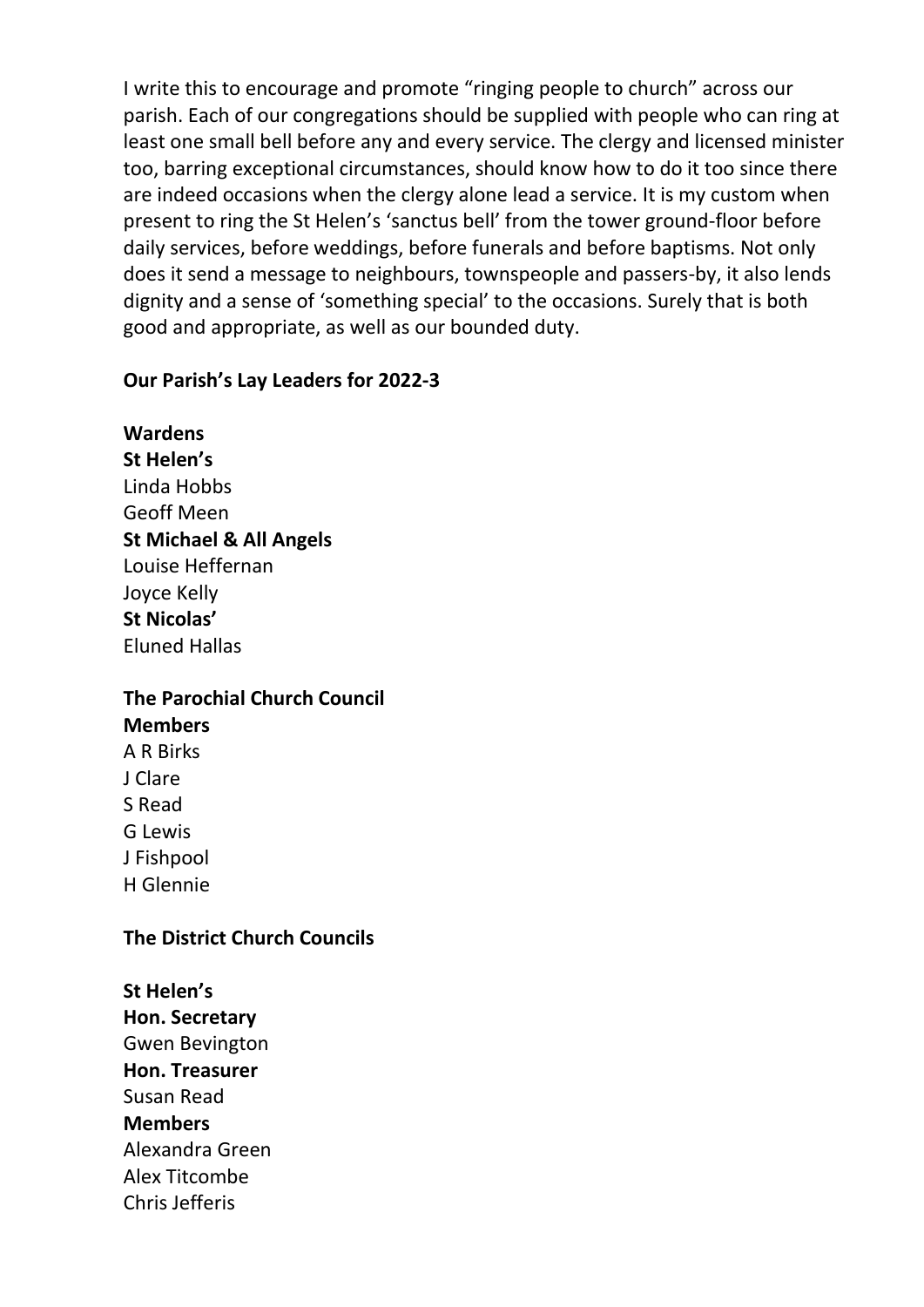I write this to encourage and promote "ringing people to church" across our parish. Each of our congregations should be supplied with people who can ring at least one small bell before any and every service. The clergy and licensed minister too, barring exceptional circumstances, should know how to do it too since there are indeed occasions when the clergy alone lead a service. It is my custom when present to ring the St Helen's 'sanctus bell' from the tower ground-floor before daily services, before weddings, before funerals and before baptisms. Not only does it send a message to neighbours, townspeople and passers-by, it also lends dignity and a sense of 'something special' to the occasions. Surely that is both good and appropriate, as well as our bounded duty.

**Our Parish's Lay Leaders for 2022-3**

**Wardens**
**St Helen's**
Linda Hobbs
Geoff Meen
**St Michael & All Angels**
Louise Heffernan
Joyce Kelly
**St Nicolas'**
Eluned Hallas

**The Parochial Church Council**
**Members**
A R Birks
J Clare
S Read
G Lewis
J Fishpool
H Glennie

**The District Church Councils**

**St Helen's**
**Hon. Secretary**
Gwen Bevington
**Hon. Treasurer**
Susan Read
**Members**
Alexandra Green
Alex Titcombe
Chris Jefferis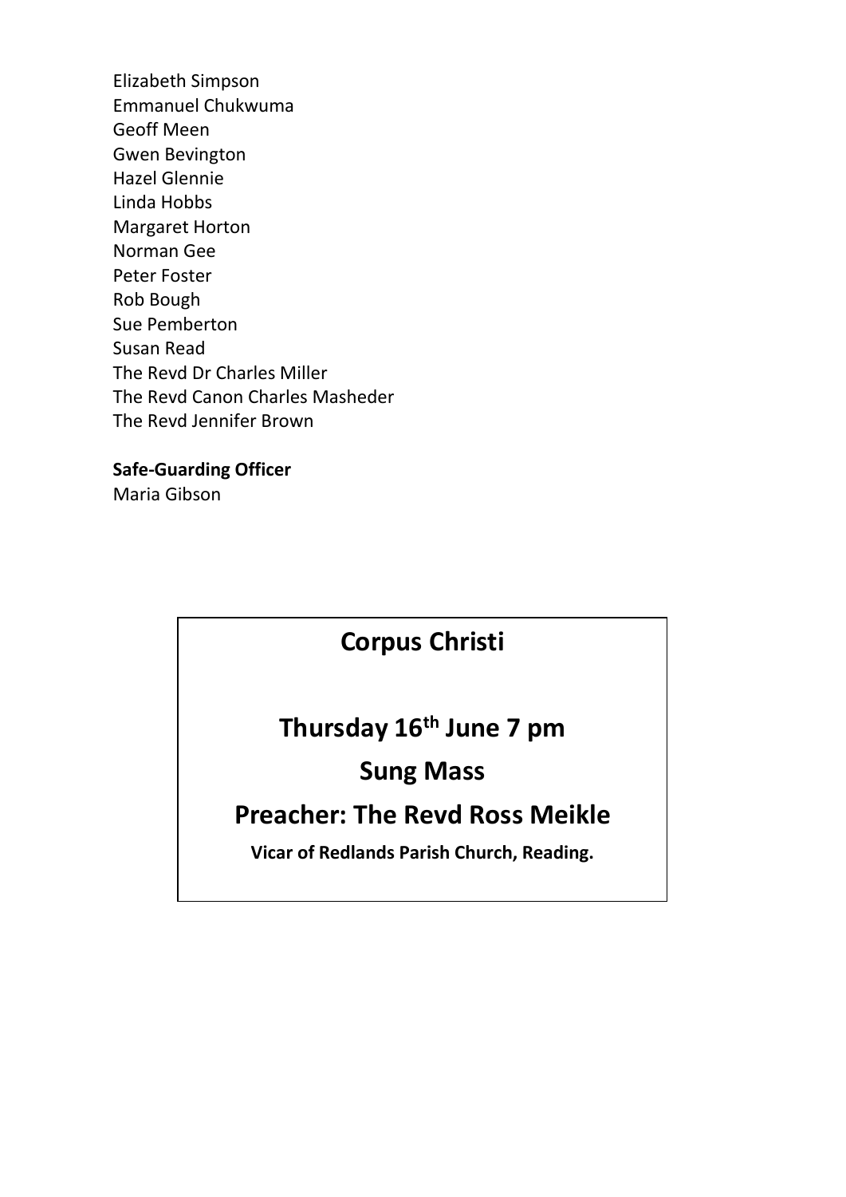Elizabeth Simpson
Emmanuel Chukwuma
Geoff Meen
Gwen Bevington
Hazel Glennie
Linda Hobbs
Margaret Horton
Norman Gee
Peter Foster
Rob Bough
Sue Pemberton
Susan Read
The Revd Dr Charles Miller
The Revd Canon Charles Masheder
The Revd Jennifer Brown

**Safe-Guarding Officer**
Maria Gibson

## Corpus Christi

## Thursday 16th June 7 pm

## Sung Mass

## Preacher: The Revd Ross Meikle

**Vicar of Redlands Parish Church, Reading.**